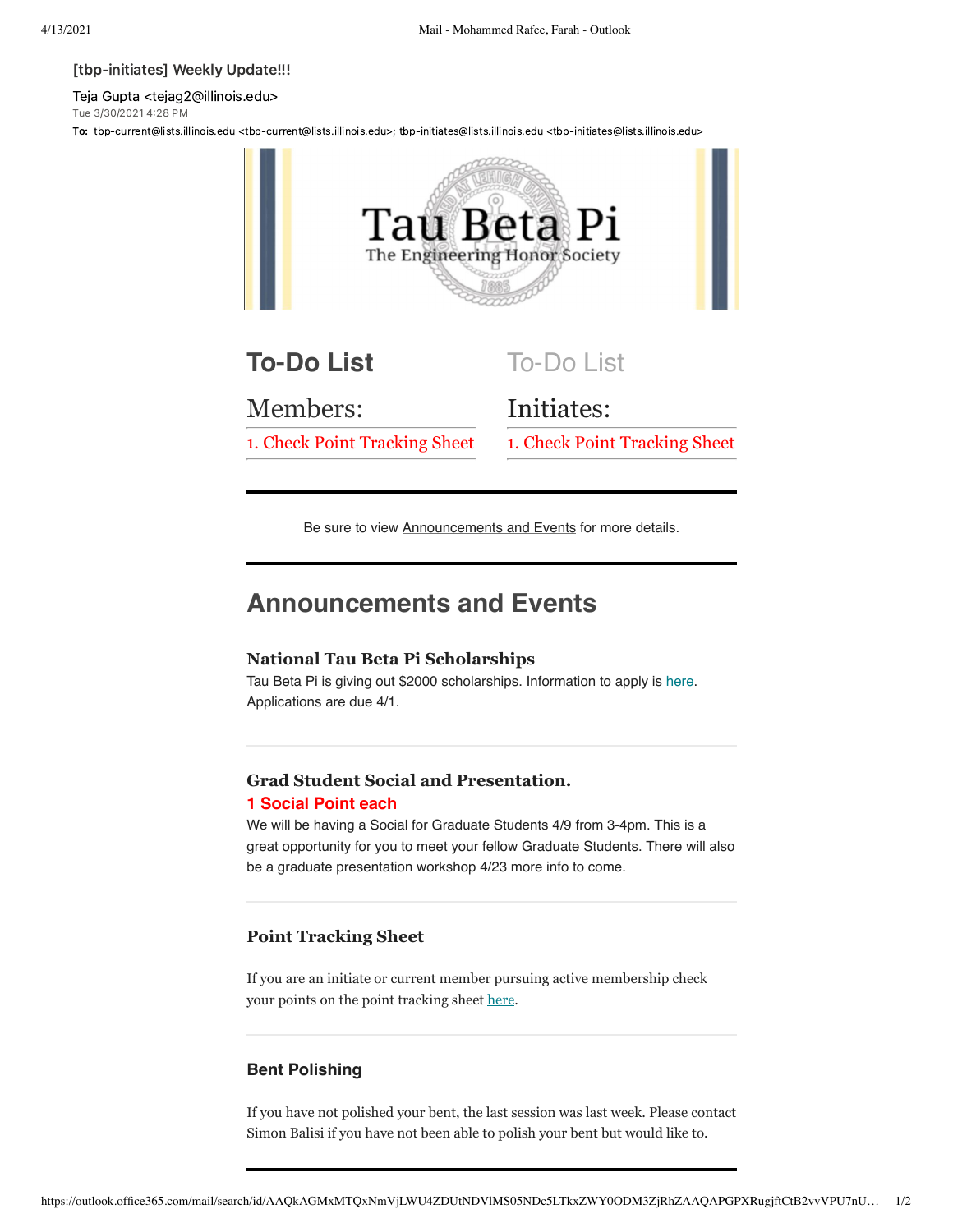[tbp-initiates] Weekly Update!!!

Teja Gupta <tejag2@illinois.edu>

Tue 3/30/2021 4:28 PM

**To:** tbp-current@lists.illinois.edu <tbp-current@lists.illinois.edu>; tbp-initiates@lists.illinois.edu <tbp-initiates@lists.illinois.edu>

# Tau Beta Pi

The Engineering Honor Society

## To-Do List

### Members:

1. Check Point Tracking Sheet

## To-Do List

### Initiates:

1. Check Point Tracking Sheet

---

Be sure to view Announcements and Events for more details.

---

## Announcements and Events

### National Tau Beta Pi Scholarships

Tau Beta Pi is giving out $2000 scholarships. Information to apply is here. Applications are due 4/1.

---

### Grad Student Social and Presentation.

**1 Social Point each**

We will be having a Social for Graduate Students 4/9 from 3-4pm. This is a great opportunity for you to meet your fellow Graduate Students. There will also be a graduate presentation workshop 4/23 more info to come.

---

### Point Tracking Sheet

If you are an initiate or current member pursuing active membership check your points on the point tracking sheet here.

---

### Bent Polishing

If you have not polished your bent, the last session was last week. Please contact Simon Balisi if you have not been able to polish your bent but would like to.

---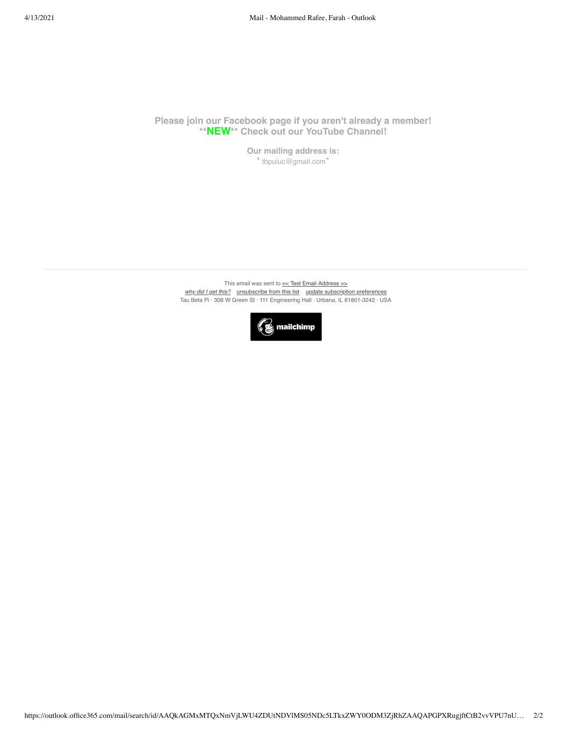**Please join our Facebook page if you aren't already a member!**
****NEW** Check out our YouTube Channel!**

**Our mailing address is:**
* tbpuiuc@gmail.com*

---

This email was sent to << Test Email Address >>
*why did I get this?* unsubscribe from this list update subscription preferences
Tau Beta Pi · 308 W Green St · 111 Engineering Hall · Urbana, IL 61801-3242 · USA

mailchimp